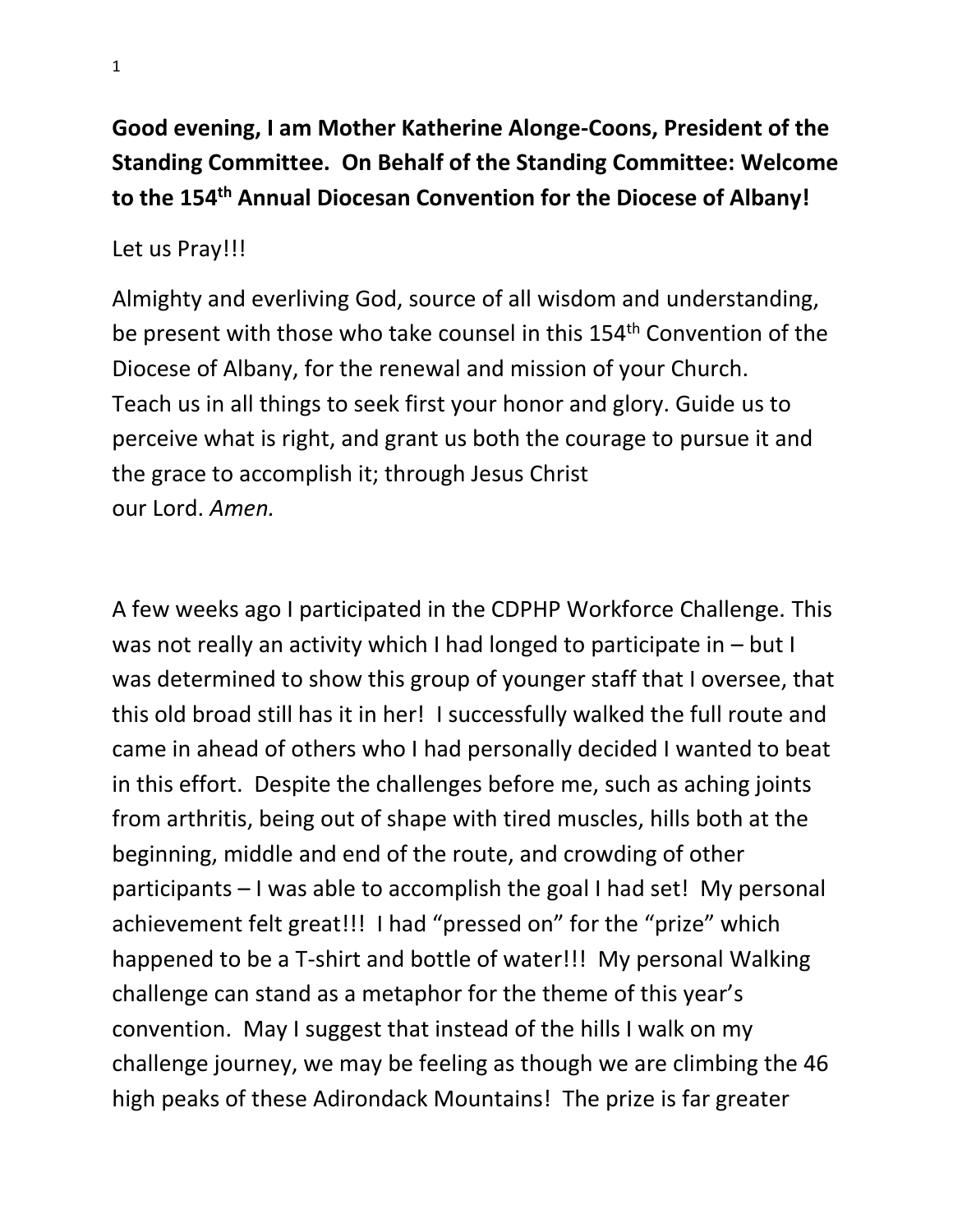**Good evening, I am Mother Katherine Alonge-Coons, President of the Standing Committee. On Behalf of the Standing Committee: Welcome to the 154th Annual Diocesan Convention for the Diocese of Albany!**

Let us Pray!!!

Almighty and everliving God, source of all wisdom and understanding, be present with those who take counsel in this 154th Convention of the Diocese of Albany, for the renewal and mission of your Church. Teach us in all things to seek first your honor and glory. Guide us to perceive what is right, and grant us both the courage to pursue it and the grace to accomplish it; through Jesus Christ our Lord. *Amen.*

A few weeks ago I participated in the CDPHP Workforce Challenge. This was not really an activity which I had longed to participate in – but I was determined to show this group of younger staff that I oversee, that this old broad still has it in her! I successfully walked the full route and came in ahead of others who I had personally decided I wanted to beat in this effort. Despite the challenges before me, such as aching joints from arthritis, being out of shape with tired muscles, hills both at the beginning, middle and end of the route, and crowding of other participants – I was able to accomplish the goal I had set! My personal achievement felt great!!! I had "pressed on" for the "prize" which happened to be a T-shirt and bottle of water!!! My personal Walking challenge can stand as a metaphor for the theme of this year's convention. May I suggest that instead of the hills I walk on my challenge journey, we may be feeling as though we are climbing the 46 high peaks of these Adirondack Mountains! The prize is far greater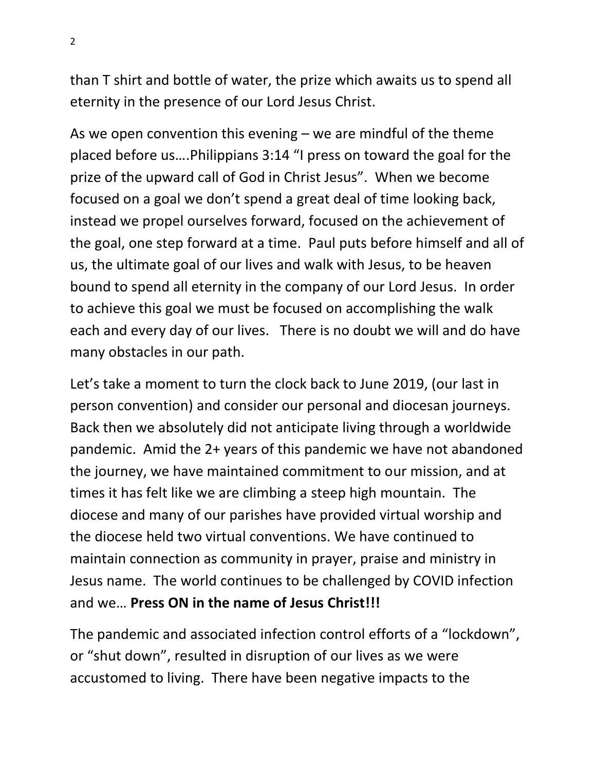than T shirt and bottle of water, the prize which awaits us to spend all eternity in the presence of our Lord Jesus Christ.

As we open convention this evening – we are mindful of the theme placed before us….Philippians 3:14 "I press on toward the goal for the prize of the upward call of God in Christ Jesus". When we become focused on a goal we don't spend a great deal of time looking back, instead we propel ourselves forward, focused on the achievement of the goal, one step forward at a time. Paul puts before himself and all of us, the ultimate goal of our lives and walk with Jesus, to be heaven bound to spend all eternity in the company of our Lord Jesus. In order to achieve this goal we must be focused on accomplishing the walk each and every day of our lives. There is no doubt we will and do have many obstacles in our path.

Let's take a moment to turn the clock back to June 2019, (our last in person convention) and consider our personal and diocesan journeys. Back then we absolutely did not anticipate living through a worldwide pandemic. Amid the 2+ years of this pandemic we have not abandoned the journey, we have maintained commitment to our mission, and at times it has felt like we are climbing a steep high mountain. The diocese and many of our parishes have provided virtual worship and the diocese held two virtual conventions. We have continued to maintain connection as community in prayer, praise and ministry in Jesus name. The world continues to be challenged by COVID infection and we… **Press ON in the name of Jesus Christ!!!**

The pandemic and associated infection control efforts of a "lockdown", or "shut down", resulted in disruption of our lives as we were accustomed to living. There have been negative impacts to the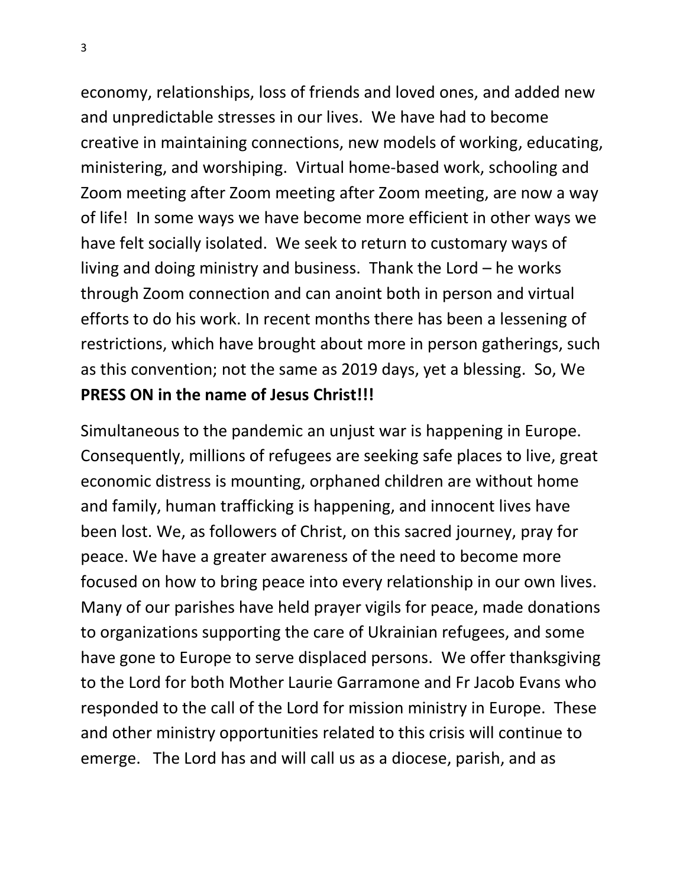economy, relationships, loss of friends and loved ones, and added new and unpredictable stresses in our lives. We have had to become creative in maintaining connections, new models of working, educating, ministering, and worshiping. Virtual home-based work, schooling and Zoom meeting after Zoom meeting after Zoom meeting, are now a way of life! In some ways we have become more efficient in other ways we have felt socially isolated. We seek to return to customary ways of living and doing ministry and business. Thank the Lord – he works through Zoom connection and can anoint both in person and virtual efforts to do his work. In recent months there has been a lessening of restrictions, which have brought about more in person gatherings, such as this convention; not the same as 2019 days, yet a blessing. So, We **PRESS ON in the name of Jesus Christ!!!**

Simultaneous to the pandemic an unjust war is happening in Europe. Consequently, millions of refugees are seeking safe places to live, great economic distress is mounting, orphaned children are without home and family, human trafficking is happening, and innocent lives have been lost. We, as followers of Christ, on this sacred journey, pray for peace. We have a greater awareness of the need to become more focused on how to bring peace into every relationship in our own lives. Many of our parishes have held prayer vigils for peace, made donations to organizations supporting the care of Ukrainian refugees, and some have gone to Europe to serve displaced persons. We offer thanksgiving to the Lord for both Mother Laurie Garramone and Fr Jacob Evans who responded to the call of the Lord for mission ministry in Europe. These and other ministry opportunities related to this crisis will continue to emerge. The Lord has and will call us as a diocese, parish, and as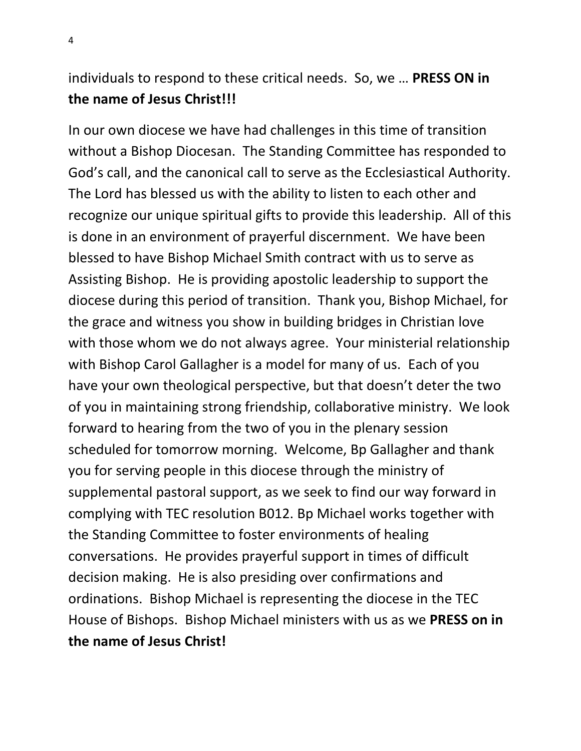individuals to respond to these critical needs. So, we … **PRESS ON in the name of Jesus Christ!!!**

In our own diocese we have had challenges in this time of transition without a Bishop Diocesan. The Standing Committee has responded to God's call, and the canonical call to serve as the Ecclesiastical Authority. The Lord has blessed us with the ability to listen to each other and recognize our unique spiritual gifts to provide this leadership. All of this is done in an environment of prayerful discernment. We have been blessed to have Bishop Michael Smith contract with us to serve as Assisting Bishop. He is providing apostolic leadership to support the diocese during this period of transition. Thank you, Bishop Michael, for the grace and witness you show in building bridges in Christian love with those whom we do not always agree. Your ministerial relationship with Bishop Carol Gallagher is a model for many of us. Each of you have your own theological perspective, but that doesn't deter the two of you in maintaining strong friendship, collaborative ministry. We look forward to hearing from the two of you in the plenary session scheduled for tomorrow morning. Welcome, Bp Gallagher and thank you for serving people in this diocese through the ministry of supplemental pastoral support, as we seek to find our way forward in complying with TEC resolution B012. Bp Michael works together with the Standing Committee to foster environments of healing conversations. He provides prayerful support in times of difficult decision making. He is also presiding over confirmations and ordinations. Bishop Michael is representing the diocese in the TEC House of Bishops. Bishop Michael ministers with us as we **PRESS on in the name of Jesus Christ!**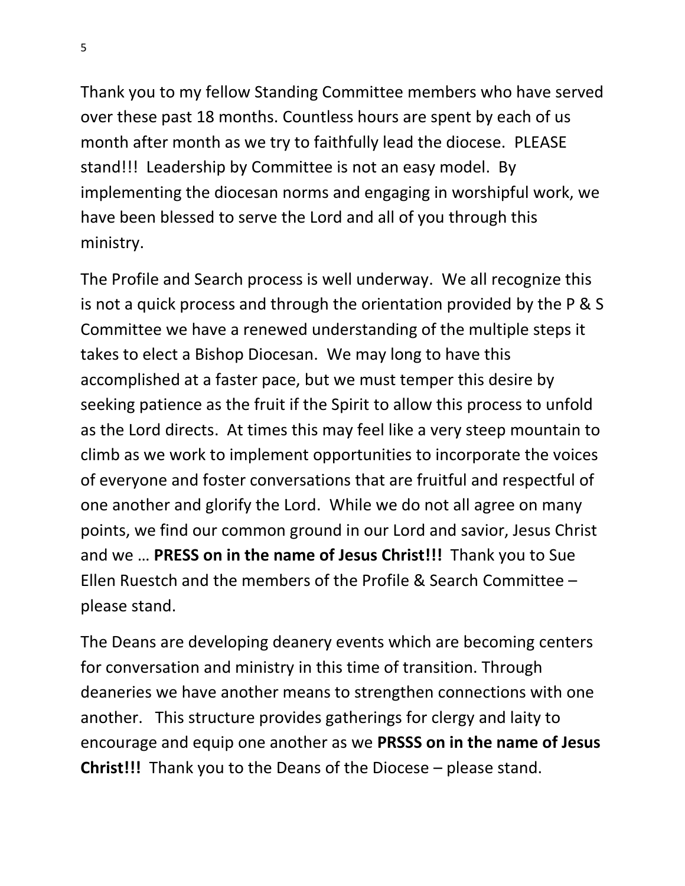Thank you to my fellow Standing Committee members who have served over these past 18 months. Countless hours are spent by each of us month after month as we try to faithfully lead the diocese. PLEASE stand!!! Leadership by Committee is not an easy model. By implementing the diocesan norms and engaging in worshipful work, we have been blessed to serve the Lord and all of you through this ministry.

The Profile and Search process is well underway. We all recognize this is not a quick process and through the orientation provided by the P & S Committee we have a renewed understanding of the multiple steps it takes to elect a Bishop Diocesan. We may long to have this accomplished at a faster pace, but we must temper this desire by seeking patience as the fruit if the Spirit to allow this process to unfold as the Lord directs. At times this may feel like a very steep mountain to climb as we work to implement opportunities to incorporate the voices of everyone and foster conversations that are fruitful and respectful of one another and glorify the Lord. While we do not all agree on many points, we find our common ground in our Lord and savior, Jesus Christ and we … **PRESS on in the name of Jesus Christ!!!** Thank you to Sue Ellen Ruestch and the members of the Profile & Search Committee – please stand.

The Deans are developing deanery events which are becoming centers for conversation and ministry in this time of transition. Through deaneries we have another means to strengthen connections with one another. This structure provides gatherings for clergy and laity to encourage and equip one another as we **PRSSS on in the name of Jesus Christ!!!** Thank you to the Deans of the Diocese – please stand.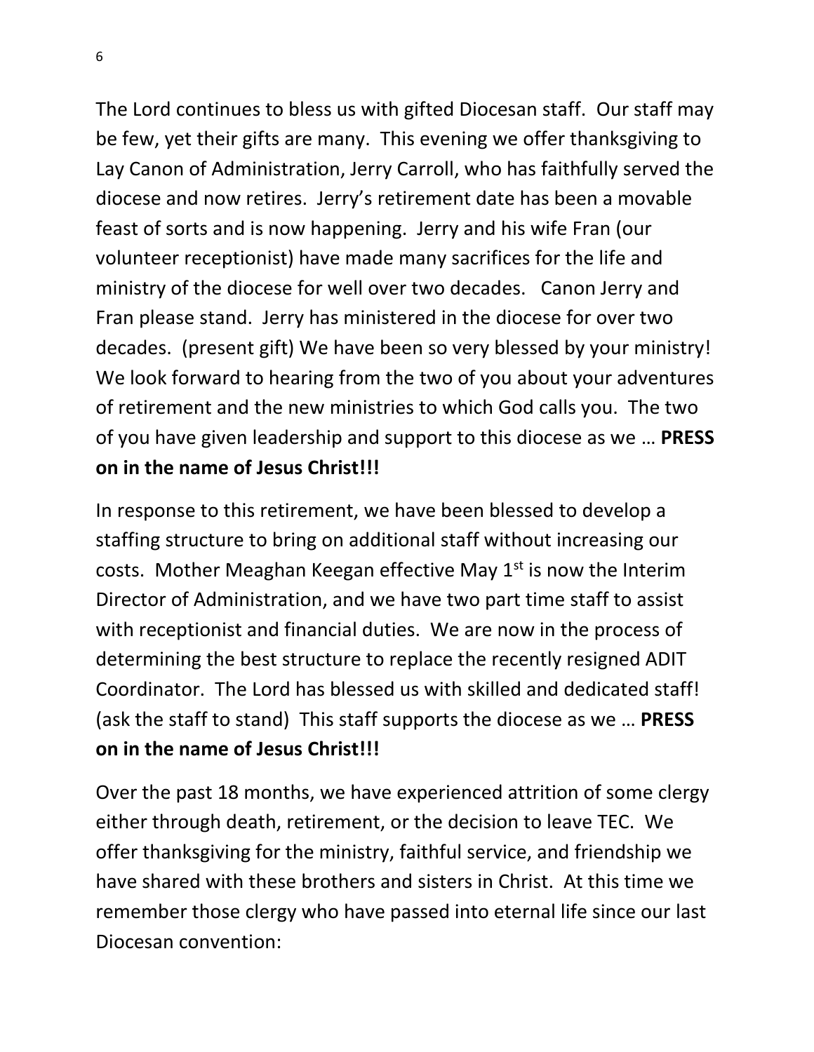The Lord continues to bless us with gifted Diocesan staff. Our staff may be few, yet their gifts are many. This evening we offer thanksgiving to Lay Canon of Administration, Jerry Carroll, who has faithfully served the diocese and now retires. Jerry's retirement date has been a movable feast of sorts and is now happening. Jerry and his wife Fran (our volunteer receptionist) have made many sacrifices for the life and ministry of the diocese for well over two decades. Canon Jerry and Fran please stand. Jerry has ministered in the diocese for over two decades. (present gift) We have been so very blessed by your ministry! We look forward to hearing from the two of you about your adventures of retirement and the new ministries to which God calls you. The two of you have given leadership and support to this diocese as we … **PRESS on in the name of Jesus Christ!!!**

In response to this retirement, we have been blessed to develop a staffing structure to bring on additional staff without increasing our costs. Mother Meaghan Keegan effective May 1st is now the Interim Director of Administration, and we have two part time staff to assist with receptionist and financial duties. We are now in the process of determining the best structure to replace the recently resigned ADIT Coordinator. The Lord has blessed us with skilled and dedicated staff! (ask the staff to stand) This staff supports the diocese as we … **PRESS on in the name of Jesus Christ!!!**

Over the past 18 months, we have experienced attrition of some clergy either through death, retirement, or the decision to leave TEC. We offer thanksgiving for the ministry, faithful service, and friendship we have shared with these brothers and sisters in Christ. At this time we remember those clergy who have passed into eternal life since our last Diocesan convention: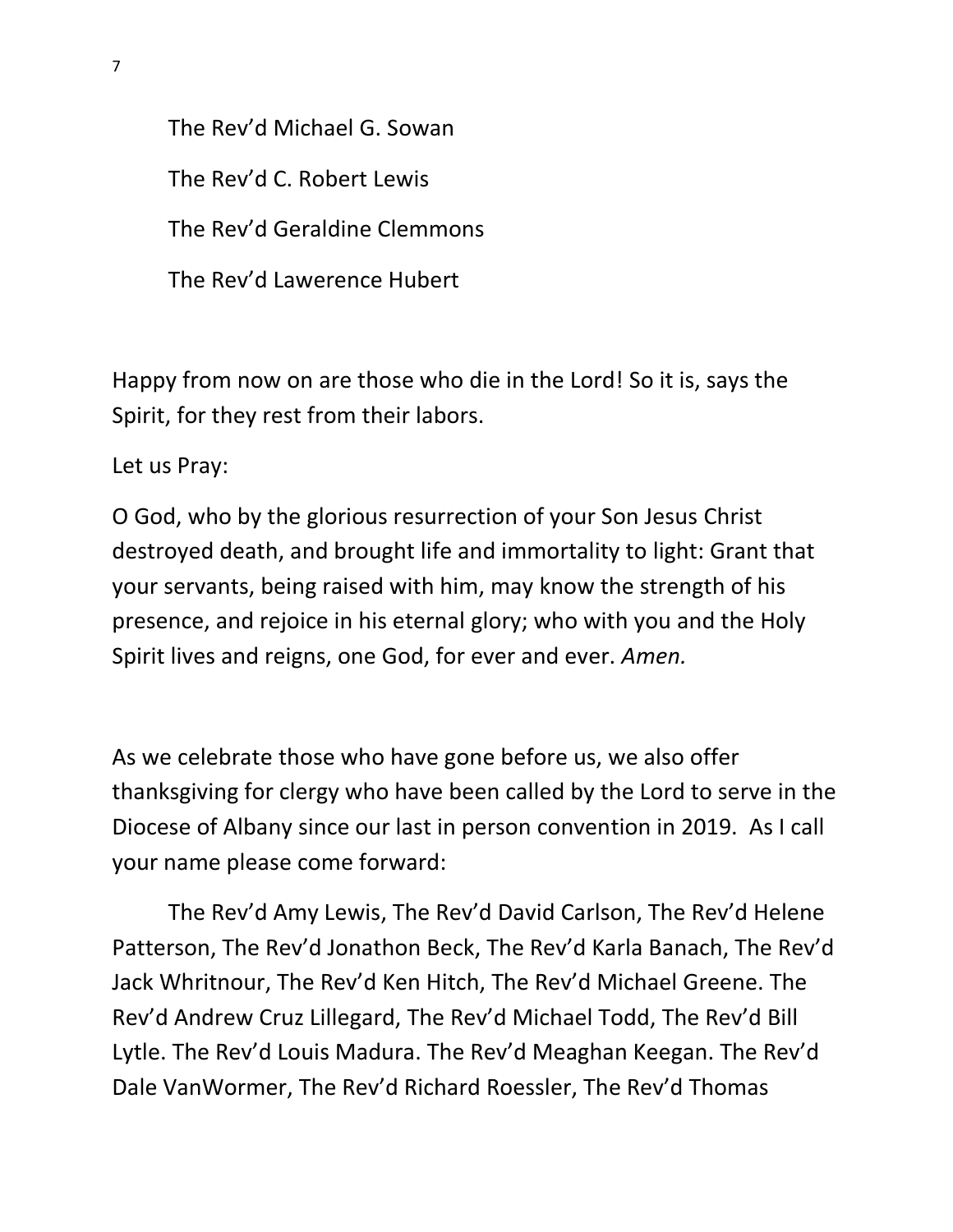The Rev’d Michael G. Sowan

The Rev’d C. Robert Lewis

The Rev’d Geraldine Clemmons

The Rev’d Lawerence Hubert

Happy from now on are those who die in the Lord! So it is, says the Spirit, for they rest from their labors.

Let us Pray:

O God, who by the glorious resurrection of your Son Jesus Christ destroyed death, and brought life and immortality to light: Grant that your servants, being raised with him, may know the strength of his presence, and rejoice in his eternal glory; who with you and the Holy Spirit lives and reigns, one God, for ever and ever. *Amen.*

As we celebrate those who have gone before us, we also offer thanksgiving for clergy who have been called by the Lord to serve in the Diocese of Albany since our last in person convention in 2019. As I call your name please come forward:

The Rev’d Amy Lewis, The Rev’d David Carlson, The Rev’d Helene Patterson, The Rev’d Jonathon Beck, The Rev’d Karla Banach, The Rev’d Jack Whritnour, The Rev’d Ken Hitch, The Rev’d Michael Greene. The Rev’d Andrew Cruz Lillegard, The Rev’d Michael Todd, The Rev’d Bill Lytle. The Rev’d Louis Madura. The Rev’d Meaghan Keegan. The Rev’d Dale VanWormer, The Rev’d Richard Roessler, The Rev’d Thomas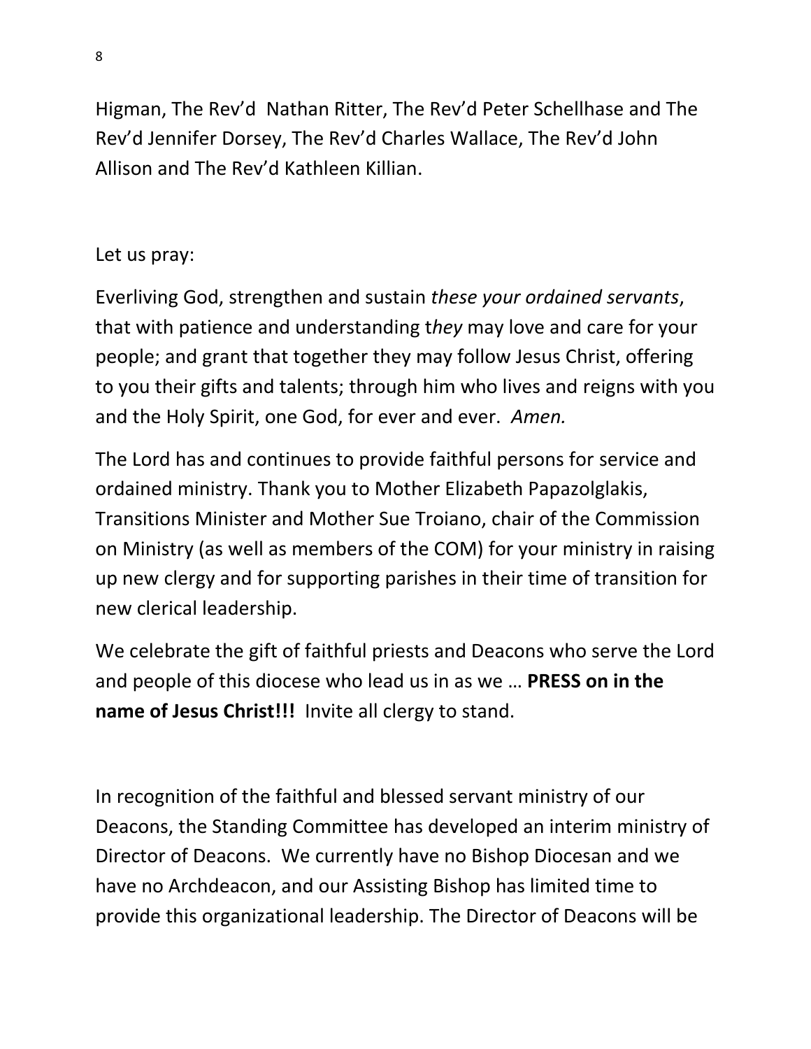Higman, The Rev'd  Nathan Ritter, The Rev'd Peter Schellhase and The Rev'd Jennifer Dorsey, The Rev'd Charles Wallace, The Rev'd John Allison and The Rev'd Kathleen Killian.

Let us pray:

Everliving God, strengthen and sustain *these your ordained servants*, that with patience and understanding t*hey* may love and care for your people; and grant that together they may follow Jesus Christ, offering to you their gifts and talents; through him who lives and reigns with you and the Holy Spirit, one God, for ever and ever.  *Amen.*

The Lord has and continues to provide faithful persons for service and ordained ministry. Thank you to Mother Elizabeth Papazolglakis, Transitions Minister and Mother Sue Troiano, chair of the Commission on Ministry (as well as members of the COM) for your ministry in raising up new clergy and for supporting parishes in their time of transition for new clerical leadership.

We celebrate the gift of faithful priests and Deacons who serve the Lord and people of this diocese who lead us in as we … **PRESS on in the name of Jesus Christ!!!**  Invite all clergy to stand.

In recognition of the faithful and blessed servant ministry of our Deacons, the Standing Committee has developed an interim ministry of Director of Deacons.  We currently have no Bishop Diocesan and we have no Archdeacon, and our Assisting Bishop has limited time to provide this organizational leadership. The Director of Deacons will be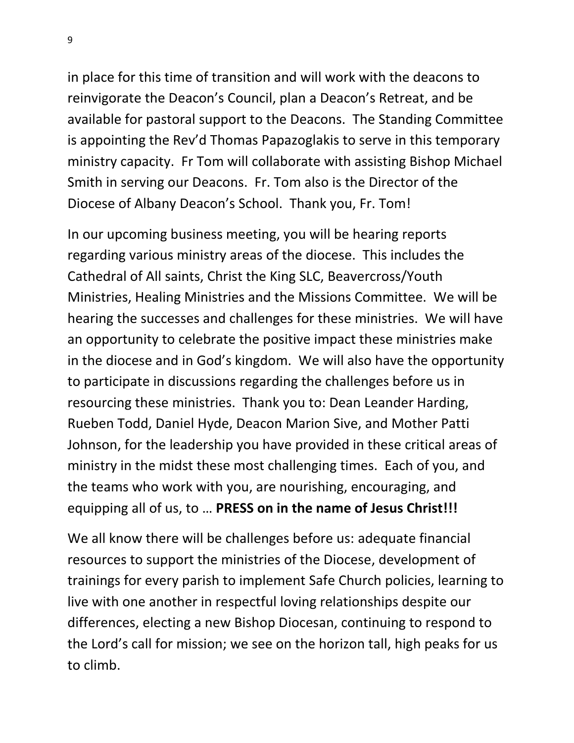in place for this time of transition and will work with the deacons to reinvigorate the Deacon's Council, plan a Deacon's Retreat, and be available for pastoral support to the Deacons. The Standing Committee is appointing the Rev'd Thomas Papazoglakis to serve in this temporary ministry capacity. Fr Tom will collaborate with assisting Bishop Michael Smith in serving our Deacons. Fr. Tom also is the Director of the Diocese of Albany Deacon's School. Thank you, Fr. Tom!

In our upcoming business meeting, you will be hearing reports regarding various ministry areas of the diocese. This includes the Cathedral of All saints, Christ the King SLC, Beavercross/Youth Ministries, Healing Ministries and the Missions Committee. We will be hearing the successes and challenges for these ministries. We will have an opportunity to celebrate the positive impact these ministries make in the diocese and in God's kingdom. We will also have the opportunity to participate in discussions regarding the challenges before us in resourcing these ministries. Thank you to: Dean Leander Harding, Rueben Todd, Daniel Hyde, Deacon Marion Sive, and Mother Patti Johnson, for the leadership you have provided in these critical areas of ministry in the midst these most challenging times. Each of you, and the teams who work with you, are nourishing, encouraging, and equipping all of us, to … **PRESS on in the name of Jesus Christ!!!**

We all know there will be challenges before us: adequate financial resources to support the ministries of the Diocese, development of trainings for every parish to implement Safe Church policies, learning to live with one another in respectful loving relationships despite our differences, electing a new Bishop Diocesan, continuing to respond to the Lord's call for mission; we see on the horizon tall, high peaks for us to climb.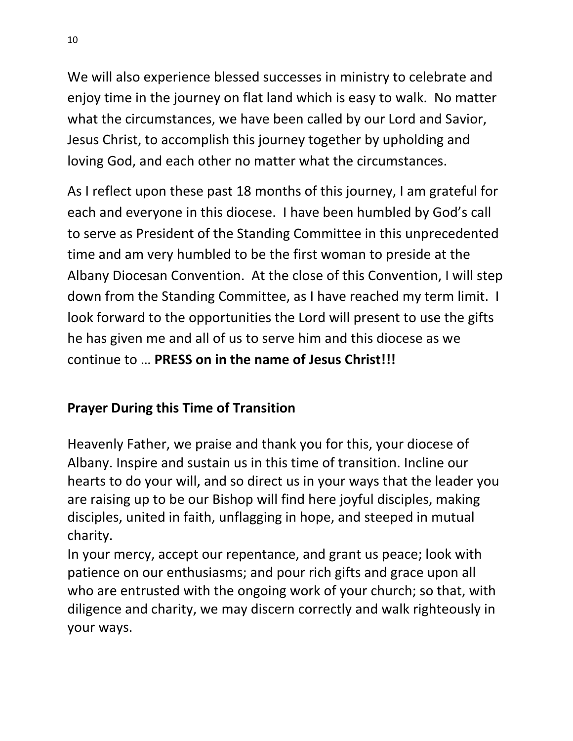We will also experience blessed successes in ministry to celebrate and enjoy time in the journey on flat land which is easy to walk. No matter what the circumstances, we have been called by our Lord and Savior, Jesus Christ, to accomplish this journey together by upholding and loving God, and each other no matter what the circumstances.

As I reflect upon these past 18 months of this journey, I am grateful for each and everyone in this diocese. I have been humbled by God's call to serve as President of the Standing Committee in this unprecedented time and am very humbled to be the first woman to preside at the Albany Diocesan Convention. At the close of this Convention, I will step down from the Standing Committee, as I have reached my term limit. I look forward to the opportunities the Lord will present to use the gifts he has given me and all of us to serve him and this diocese as we continue to … **PRESS on in the name of Jesus Christ!!!**

**Prayer During this Time of Transition**

Heavenly Father, we praise and thank you for this, your diocese of Albany. Inspire and sustain us in this time of transition. Incline our hearts to do your will, and so direct us in your ways that the leader you are raising up to be our Bishop will find here joyful disciples, making disciples, united in faith, unflagging in hope, and steeped in mutual charity.
In your mercy, accept our repentance, and grant us peace; look with patience on our enthusiasms; and pour rich gifts and grace upon all who are entrusted with the ongoing work of your church; so that, with diligence and charity, we may discern correctly and walk righteously in your ways.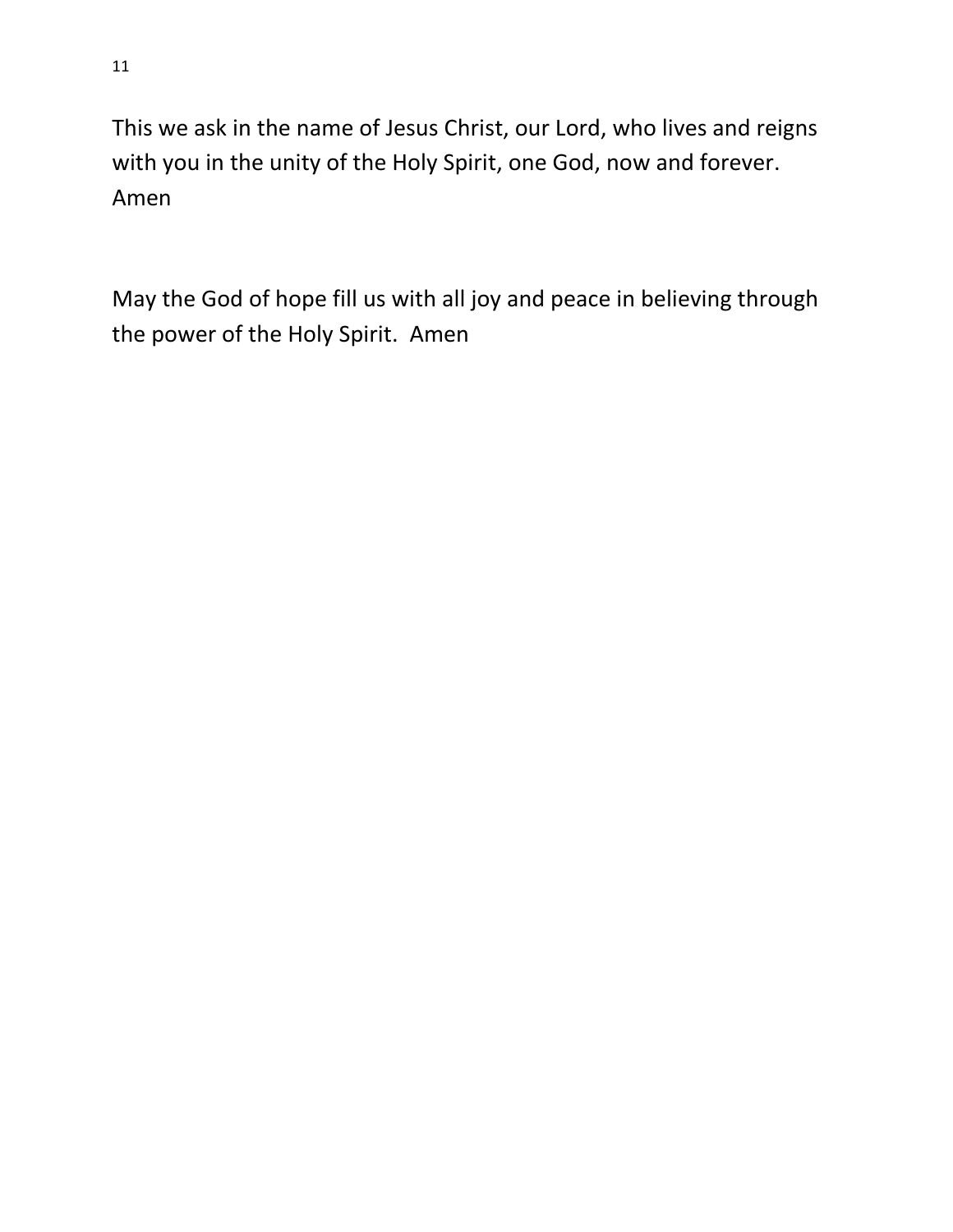This we ask in the name of Jesus Christ, our Lord, who lives and reigns with you in the unity of the Holy Spirit, one God, now and forever. Amen

May the God of hope fill us with all joy and peace in believing through the power of the Holy Spirit.  Amen